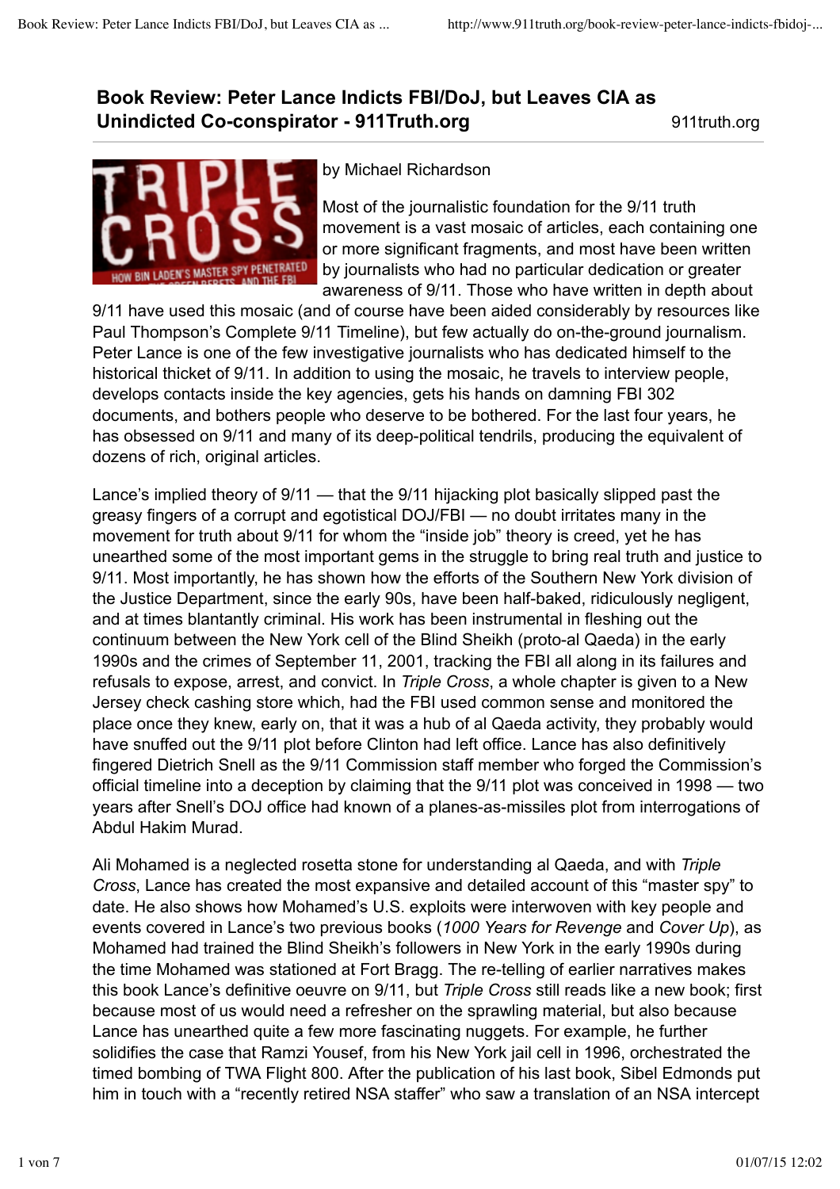# Book Review: Peter Lance Indicts FBI/DoJ, but Leaves CIA as Unindicted Co-conspirator - 911Truth.org

911truth.org

by Michael Richardson

Most of the journalistic foundation for the 9/11 truth movement is a vast mosaic of articles, each containing one or more significant fragments, and most have been written by journalists who had no particular dedication or greater awareness of 9/11. Those who have written in depth about 9/11 have used this mosaic (and of course have been aided considerably by resources like Paul Thompson's Complete 9/11 Timeline), but few actually do on-the-ground journalism. Peter Lance is one of the few investigative journalists who has dedicated himself to the historical thicket of 9/11. In addition to using the mosaic, he travels to interview people, develops contacts inside the key agencies, gets his hands on damning FBI 302 documents, and bothers people who deserve to be bothered. For the last four years, he has obsessed on 9/11 and many of its deep-political tendrils, producing the equivalent of dozens of rich, original articles.

Lance's implied theory of 9/11 — that the 9/11 hijacking plot basically slipped past the greasy fingers of a corrupt and egotistical DOJ/FBI — no doubt irritates many in the movement for truth about 9/11 for whom the "inside job" theory is creed, yet he has unearthed some of the most important gems in the struggle to bring real truth and justice to 9/11. Most importantly, he has shown how the efforts of the Southern New York division of the Justice Department, since the early 90s, have been half-baked, ridiculously negligent, and at times blantantly criminal. His work has been instrumental in fleshing out the continuum between the New York cell of the Blind Sheikh (proto-al Qaeda) in the early 1990s and the crimes of September 11, 2001, tracking the FBI all along in its failures and refusals to expose, arrest, and convict. In *Triple Cross*, a whole chapter is given to a New Jersey check cashing store which, had the FBI used common sense and monitored the place once they knew, early on, that it was a hub of al Qaeda activity, they probably would have snuffed out the 9/11 plot before Clinton had left office. Lance has also definitively fingered Dietrich Snell as the 9/11 Commission staff member who forged the Commission's official timeline into a deception by claiming that the 9/11 plot was conceived in 1998 — two years after Snell's DOJ office had known of a planes-as-missiles plot from interrogations of Abdul Hakim Murad.

Ali Mohamed is a neglected rosetta stone for understanding al Qaeda, and with *Triple Cross*, Lance has created the most expansive and detailed account of this "master spy" to date. He also shows how Mohamed's U.S. exploits were interwoven with key people and events covered in Lance's two previous books (*1000 Years for Revenge* and *Cover Up*), as Mohamed had trained the Blind Sheikh's followers in New York in the early 1990s during the time Mohamed was stationed at Fort Bragg. The re-telling of earlier narratives makes this book Lance's definitive oeuvre on 9/11, but *Triple Cross* still reads like a new book; first because most of us would need a refresher on the sprawling material, but also because Lance has unearthed quite a few more fascinating nuggets. For example, he further solidifies the case that Ramzi Yousef, from his New York jail cell in 1996, orchestrated the timed bombing of TWA Flight 800. After the publication of his last book, Sibel Edmonds put him in touch with a "recently retired NSA staffer" who saw a translation of an NSA intercept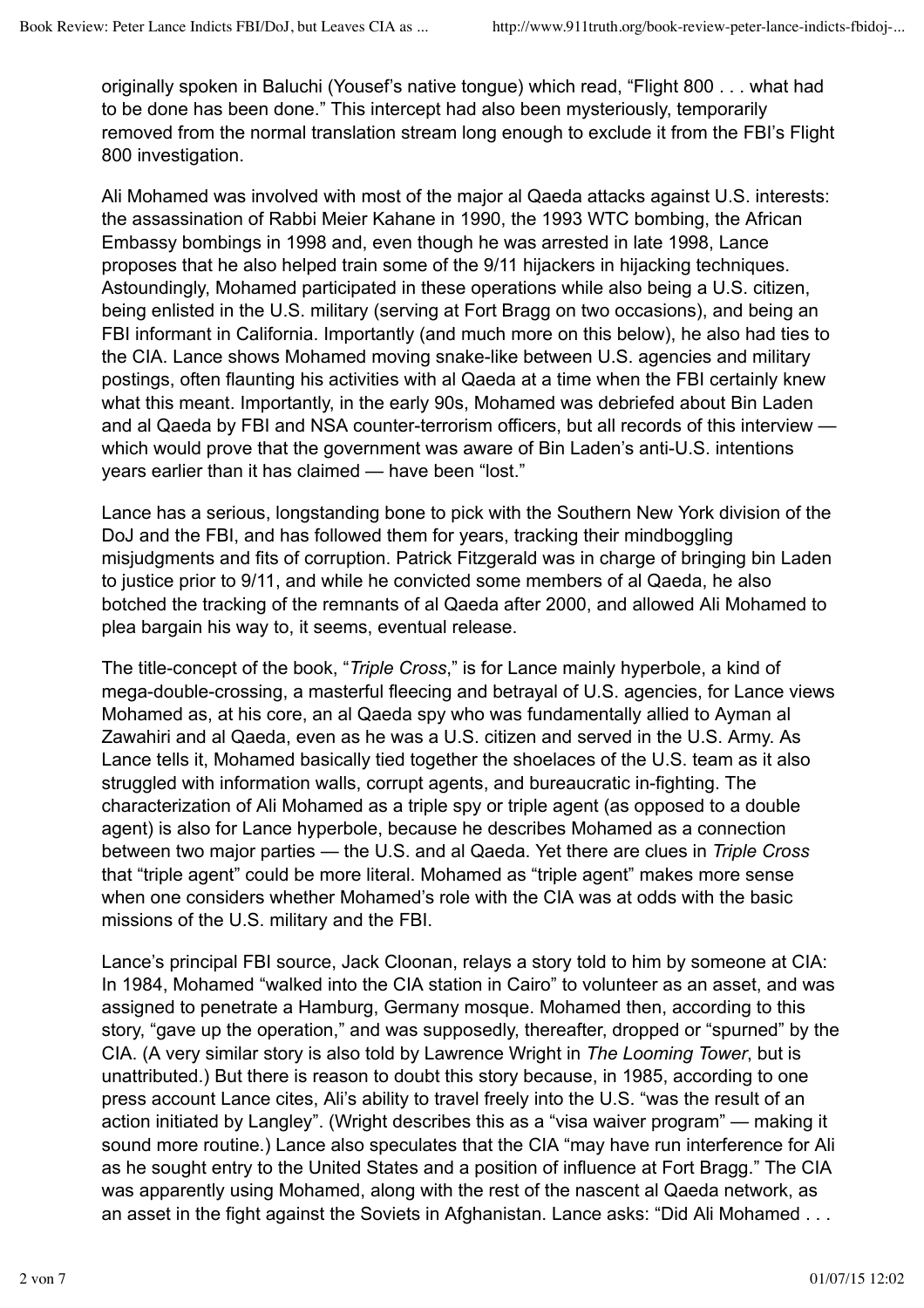originally spoken in Baluchi (Yousef's native tongue) which read, "Flight 800 . . . what had to be done has been done." This intercept had also been mysteriously, temporarily removed from the normal translation stream long enough to exclude it from the FBI's Flight 800 investigation.

Ali Mohamed was involved with most of the major al Qaeda attacks against U.S. interests: the assassination of Rabbi Meier Kahane in 1990, the 1993 WTC bombing, the African Embassy bombings in 1998 and, even though he was arrested in late 1998, Lance proposes that he also helped train some of the 9/11 hijackers in hijacking techniques. Astoundingly, Mohamed participated in these operations while also being a U.S. citizen, being enlisted in the U.S. military (serving at Fort Bragg on two occasions), and being an FBI informant in California. Importantly (and much more on this below), he also had ties to the CIA. Lance shows Mohamed moving snake-like between U.S. agencies and military postings, often flaunting his activities with al Qaeda at a time when the FBI certainly knew what this meant. Importantly, in the early 90s, Mohamed was debriefed about Bin Laden and al Qaeda by FBI and NSA counter-terrorism officers, but all records of this interview — which would prove that the government was aware of Bin Laden's anti-U.S. intentions years earlier than it has claimed — have been "lost."

Lance has a serious, longstanding bone to pick with the Southern New York division of the DoJ and the FBI, and has followed them for years, tracking their mindboggling misjudgments and fits of corruption. Patrick Fitzgerald was in charge of bringing bin Laden to justice prior to 9/11, and while he convicted some members of al Qaeda, he also botched the tracking of the remnants of al Qaeda after 2000, and allowed Ali Mohamed to plea bargain his way to, it seems, eventual release.

The title-concept of the book, "*Triple Cross*," is for Lance mainly hyperbole, a kind of mega-double-crossing, a masterful fleecing and betrayal of U.S. agencies, for Lance views Mohamed as, at his core, an al Qaeda spy who was fundamentally allied to Ayman al Zawahiri and al Qaeda, even as he was a U.S. citizen and served in the U.S. Army. As Lance tells it, Mohamed basically tied together the shoelaces of the U.S. team as it also struggled with information walls, corrupt agents, and bureaucratic in-fighting. The characterization of Ali Mohamed as a triple spy or triple agent (as opposed to a double agent) is also for Lance hyperbole, because he describes Mohamed as a connection between two major parties — the U.S. and al Qaeda. Yet there are clues in *Triple Cross* that "triple agent" could be more literal. Mohamed as "triple agent" makes more sense when one considers whether Mohamed's role with the CIA was at odds with the basic missions of the U.S. military and the FBI.

Lance's principal FBI source, Jack Cloonan, relays a story told to him by someone at CIA: In 1984, Mohamed "walked into the CIA station in Cairo" to volunteer as an asset, and was assigned to penetrate a Hamburg, Germany mosque. Mohamed then, according to this story, "gave up the operation," and was supposedly, thereafter, dropped or "spurned" by the CIA. (A very similar story is also told by Lawrence Wright in *The Looming Tower*, but is unattributed.) But there is reason to doubt this story because, in 1985, according to one press account Lance cites, Ali's ability to travel freely into the U.S. "was the result of an action initiated by Langley". (Wright describes this as a "visa waiver program" — making it sound more routine.) Lance also speculates that the CIA "may have run interference for Ali as he sought entry to the United States and a position of influence at Fort Bragg." The CIA was apparently using Mohamed, along with the rest of the nascent al Qaeda network, as an asset in the fight against the Soviets in Afghanistan. Lance asks: "Did Ali Mohamed . . .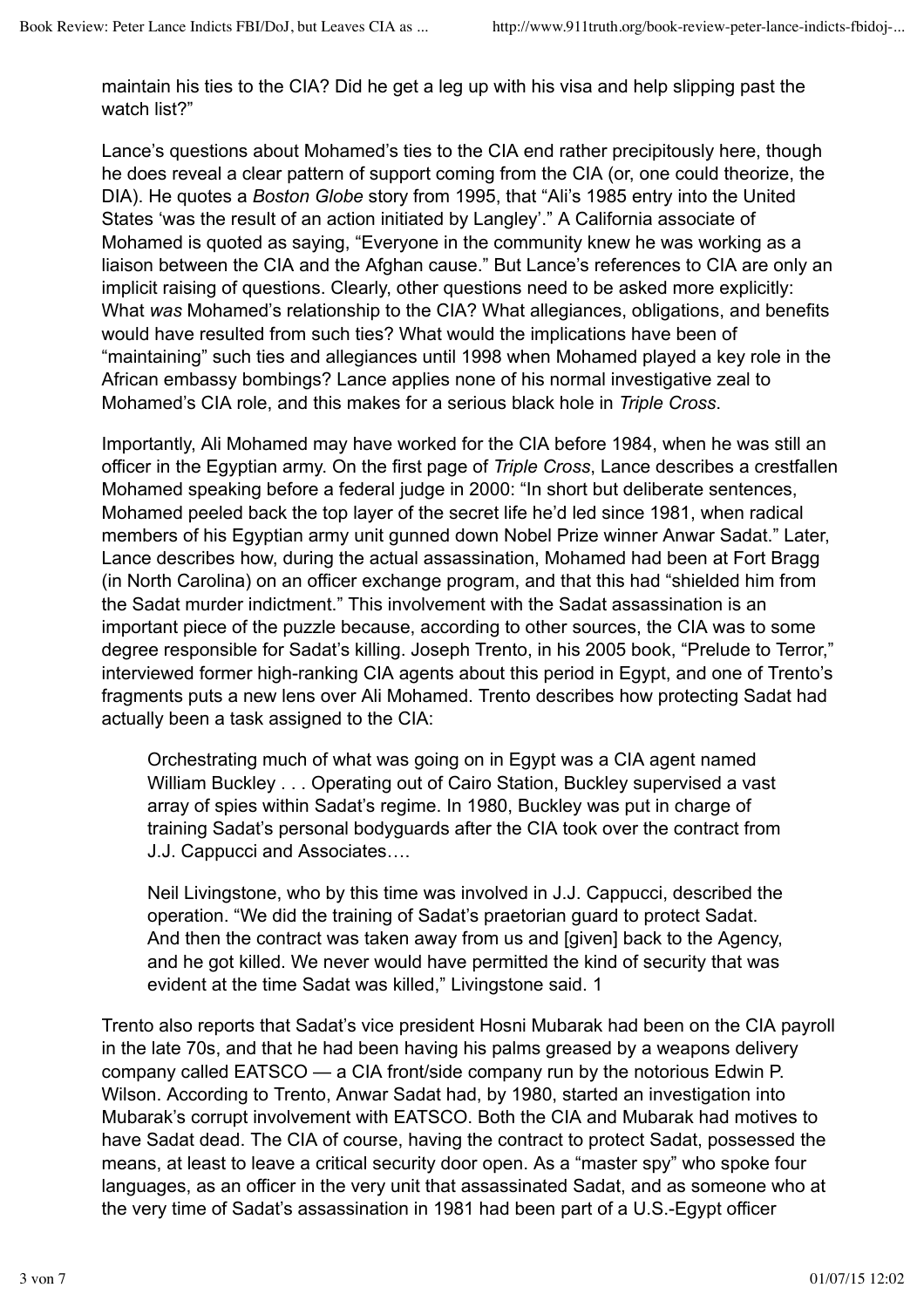maintain his ties to the CIA? Did he get a leg up with his visa and help slipping past the watch list?"

Lance's questions about Mohamed's ties to the CIA end rather precipitously here, though he does reveal a clear pattern of support coming from the CIA (or, one could theorize, the DIA). He quotes a *Boston Globe* story from 1995, that "Ali's 1985 entry into the United States 'was the result of an action initiated by Langley'." A California associate of Mohamed is quoted as saying, "Everyone in the community knew he was working as a liaison between the CIA and the Afghan cause." But Lance's references to CIA are only an implicit raising of questions. Clearly, other questions need to be asked more explicitly: What *was* Mohamed's relationship to the CIA? What allegiances, obligations, and benefits would have resulted from such ties? What would the implications have been of "maintaining" such ties and allegiances until 1998 when Mohamed played a key role in the African embassy bombings? Lance applies none of his normal investigative zeal to Mohamed's CIA role, and this makes for a serious black hole in *Triple Cross*.

Importantly, Ali Mohamed may have worked for the CIA before 1984, when he was still an officer in the Egyptian army. On the first page of *Triple Cross*, Lance describes a crestfallen Mohamed speaking before a federal judge in 2000: "In short but deliberate sentences, Mohamed peeled back the top layer of the secret life he'd led since 1981, when radical members of his Egyptian army unit gunned down Nobel Prize winner Anwar Sadat." Later, Lance describes how, during the actual assassination, Mohamed had been at Fort Bragg (in North Carolina) on an officer exchange program, and that this had "shielded him from the Sadat murder indictment." This involvement with the Sadat assassination is an important piece of the puzzle because, according to other sources, the CIA was to some degree responsible for Sadat's killing. Joseph Trento, in his 2005 book, "Prelude to Terror," interviewed former high-ranking CIA agents about this period in Egypt, and one of Trento's fragments puts a new lens over Ali Mohamed. Trento describes how protecting Sadat had actually been a task assigned to the CIA:

> Orchestrating much of what was going on in Egypt was a CIA agent named William Buckley . . . Operating out of Cairo Station, Buckley supervised a vast array of spies within Sadat's regime. In 1980, Buckley was put in charge of training Sadat's personal bodyguards after the CIA took over the contract from J.J. Cappucci and Associates….
>
> Neil Livingstone, who by this time was involved in J.J. Cappucci, described the operation. "We did the training of Sadat's praetorian guard to protect Sadat. And then the contract was taken away from us and [given] back to the Agency, and he got killed. We never would have permitted the kind of security that was evident at the time Sadat was killed," Livingstone said. 1

Trento also reports that Sadat's vice president Hosni Mubarak had been on the CIA payroll in the late 70s, and that he had been having his palms greased by a weapons delivery company called EATSCO — a CIA front/side company run by the notorious Edwin P. Wilson. According to Trento, Anwar Sadat had, by 1980, started an investigation into Mubarak's corrupt involvement with EATSCO. Both the CIA and Mubarak had motives to have Sadat dead. The CIA of course, having the contract to protect Sadat, possessed the means, at least to leave a critical security door open. As a "master spy" who spoke four languages, as an officer in the very unit that assassinated Sadat, and as someone who at the very time of Sadat's assassination in 1981 had been part of a U.S.-Egypt officer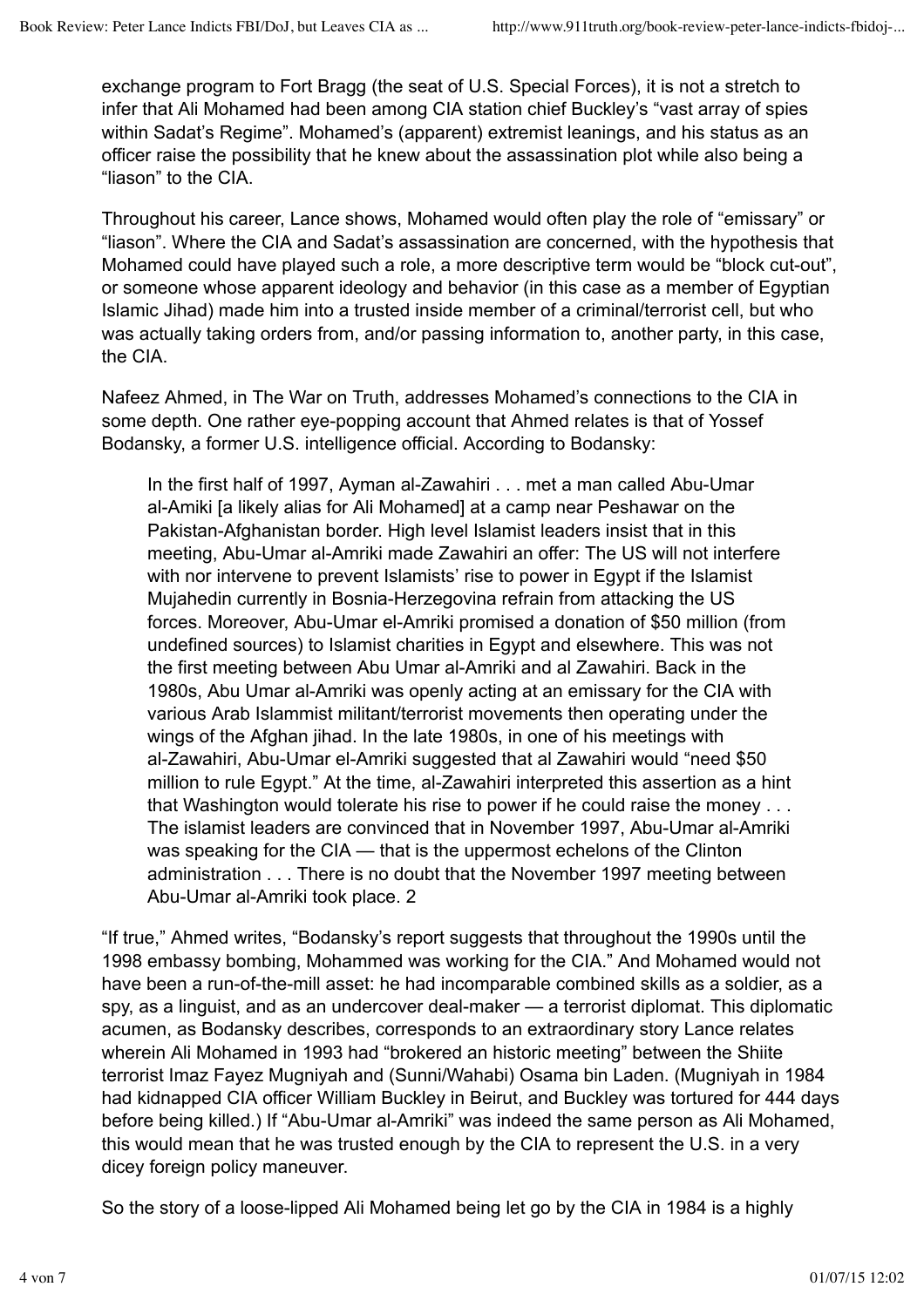exchange program to Fort Bragg (the seat of U.S. Special Forces), it is not a stretch to infer that Ali Mohamed had been among CIA station chief Buckley's "vast array of spies within Sadat's Regime". Mohamed's (apparent) extremist leanings, and his status as an officer raise the possibility that he knew about the assassination plot while also being a "liason" to the CIA.

Throughout his career, Lance shows, Mohamed would often play the role of "emissary" or "liason". Where the CIA and Sadat's assassination are concerned, with the hypothesis that Mohamed could have played such a role, a more descriptive term would be "block cut-out", or someone whose apparent ideology and behavior (in this case as a member of Egyptian Islamic Jihad) made him into a trusted inside member of a criminal/terrorist cell, but who was actually taking orders from, and/or passing information to, another party, in this case, the CIA.

Nafeez Ahmed, in The War on Truth, addresses Mohamed's connections to the CIA in some depth. One rather eye-popping account that Ahmed relates is that of Yossef Bodansky, a former U.S. intelligence official. According to Bodansky:

> In the first half of 1997, Ayman al-Zawahiri . . . met a man called Abu-Umar al-Amiki [a likely alias for Ali Mohamed] at a camp near Peshawar on the Pakistan-Afghanistan border. High level Islamist leaders insist that in this meeting, Abu-Umar al-Amriki made Zawahiri an offer: The US will not interfere with nor intervene to prevent Islamists' rise to power in Egypt if the Islamist Mujahedin currently in Bosnia-Herzegovina refrain from attacking the US forces. Moreover, Abu-Umar el-Amriki promised a donation of $50 million (from undefined sources) to Islamist charities in Egypt and elsewhere. This was not the first meeting between Abu Umar al-Amriki and al Zawahiri. Back in the 1980s, Abu Umar al-Amriki was openly acting at an emissary for the CIA with various Arab Islammist militant/terrorist movements then operating under the wings of the Afghan jihad. In the late 1980s, in one of his meetings with al-Zawahiri, Abu-Umar el-Amriki suggested that al Zawahiri would "need $50 million to rule Egypt." At the time, al-Zawahiri interpreted this assertion as a hint that Washington would tolerate his rise to power if he could raise the money . . . The islamist leaders are convinced that in November 1997, Abu-Umar al-Amriki was speaking for the CIA — that is the uppermost echelons of the Clinton administration . . . There is no doubt that the November 1997 meeting between Abu-Umar al-Amriki took place. 2

"If true," Ahmed writes, "Bodansky's report suggests that throughout the 1990s until the 1998 embassy bombing, Mohammed was working for the CIA." And Mohamed would not have been a run-of-the-mill asset: he had incomparable combined skills as a soldier, as a spy, as a linguist, and as an undercover deal-maker — a terrorist diplomat. This diplomatic acumen, as Bodansky describes, corresponds to an extraordinary story Lance relates wherein Ali Mohamed in 1993 had "brokered an historic meeting" between the Shiite terrorist Imaz Fayez Mugniyah and (Sunni/Wahabi) Osama bin Laden. (Mugniyah in 1984 had kidnapped CIA officer William Buckley in Beirut, and Buckley was tortured for 444 days before being killed.) If "Abu-Umar al-Amriki" was indeed the same person as Ali Mohamed, this would mean that he was trusted enough by the CIA to represent the U.S. in a very dicey foreign policy maneuver.

So the story of a loose-lipped Ali Mohamed being let go by the CIA in 1984 is a highly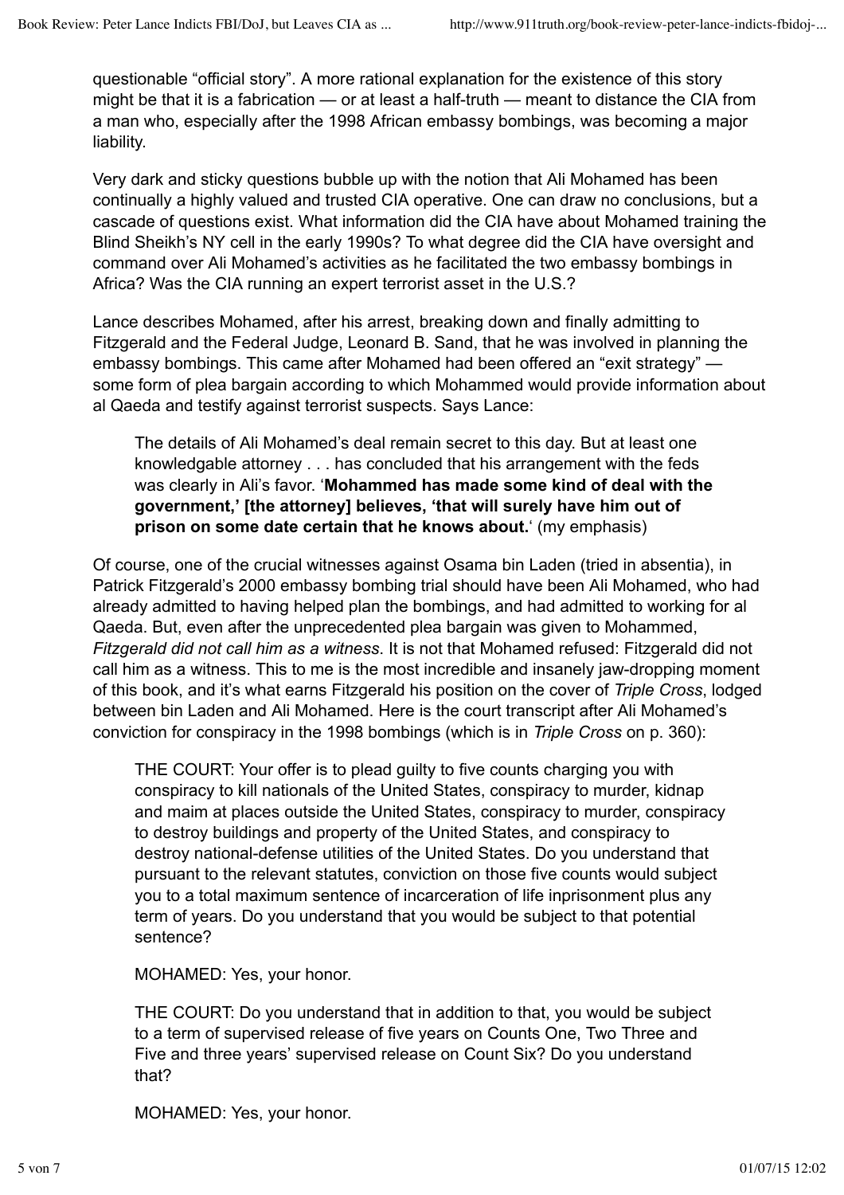questionable "official story". A more rational explanation for the existence of this story might be that it is a fabrication — or at least a half-truth — meant to distance the CIA from a man who, especially after the 1998 African embassy bombings, was becoming a major liability.

Very dark and sticky questions bubble up with the notion that Ali Mohamed has been continually a highly valued and trusted CIA operative. One can draw no conclusions, but a cascade of questions exist. What information did the CIA have about Mohamed training the Blind Sheikh's NY cell in the early 1990s? To what degree did the CIA have oversight and command over Ali Mohamed's activities as he facilitated the two embassy bombings in Africa? Was the CIA running an expert terrorist asset in the U.S.?

Lance describes Mohamed, after his arrest, breaking down and finally admitting to Fitzgerald and the Federal Judge, Leonard B. Sand, that he was involved in planning the embassy bombings. This came after Mohamed had been offered an "exit strategy" — some form of plea bargain according to which Mohammed would provide information about al Qaeda and testify against terrorist suspects. Says Lance:

> The details of Ali Mohamed's deal remain secret to this day. But at least one knowledgable attorney . . . has concluded that his arrangement with the feds was clearly in Ali's favor. '**Mohammed has made some kind of deal with the government,' [the attorney] believes, 'that will surely have him out of prison on some date certain that he knows about.**' (my emphasis)

Of course, one of the crucial witnesses against Osama bin Laden (tried in absentia), in Patrick Fitzgerald's 2000 embassy bombing trial should have been Ali Mohamed, who had already admitted to having helped plan the bombings, and had admitted to working for al Qaeda. But, even after the unprecedented plea bargain was given to Mohammed, *Fitzgerald did not call him as a witness*. It is not that Mohamed refused: Fitzgerald did not call him as a witness. This to me is the most incredible and insanely jaw-dropping moment of this book, and it's what earns Fitzgerald his position on the cover of *Triple Cross*, lodged between bin Laden and Ali Mohamed. Here is the court transcript after Ali Mohamed's conviction for conspiracy in the 1998 bombings (which is in *Triple Cross* on p. 360):

> THE COURT: Your offer is to plead guilty to five counts charging you with conspiracy to kill nationals of the United States, conspiracy to murder, kidnap and maim at places outside the United States, conspiracy to murder, conspiracy to destroy buildings and property of the United States, and conspiracy to destroy national-defense utilities of the United States. Do you understand that pursuant to the relevant statutes, conviction on those five counts would subject you to a total maximum sentence of incarceration of life inprisonment plus any term of years. Do you understand that you would be subject to that potential sentence?
>
> MOHAMED: Yes, your honor.
>
> THE COURT: Do you understand that in addition to that, you would be subject to a term of supervised release of five years on Counts One, Two Three and Five and three years' supervised release on Count Six? Do you understand that?
>
> MOHAMED: Yes, your honor.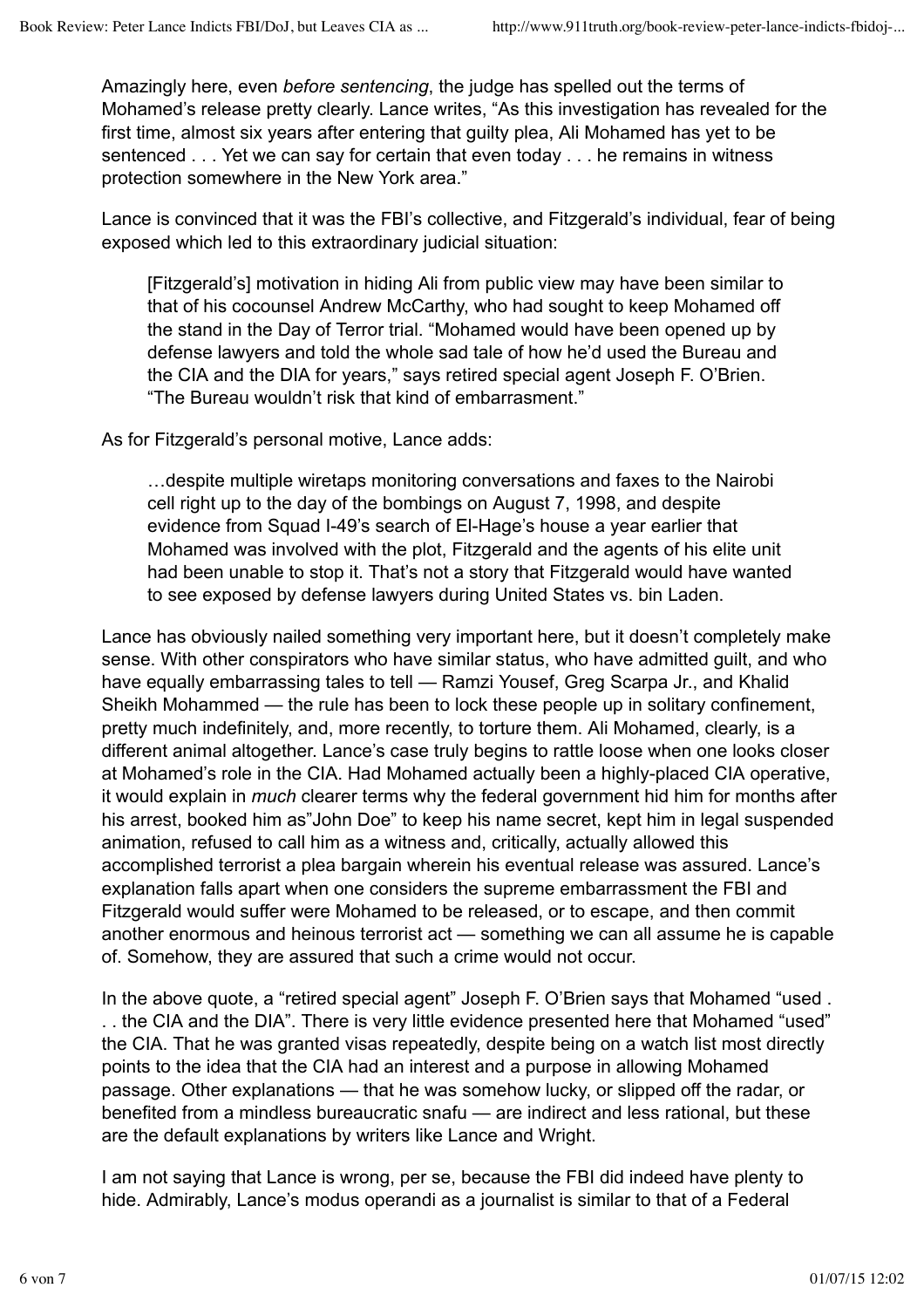Amazingly here, even *before sentencing*, the judge has spelled out the terms of Mohamed's release pretty clearly. Lance writes, "As this investigation has revealed for the first time, almost six years after entering that guilty plea, Ali Mohamed has yet to be sentenced . . . Yet we can say for certain that even today . . . he remains in witness protection somewhere in the New York area."

Lance is convinced that it was the FBI's collective, and Fitzgerald's individual, fear of being exposed which led to this extraordinary judicial situation:

> [Fitzgerald's] motivation in hiding Ali from public view may have been similar to that of his cocounsel Andrew McCarthy, who had sought to keep Mohamed off the stand in the Day of Terror trial. "Mohamed would have been opened up by defense lawyers and told the whole sad tale of how he'd used the Bureau and the CIA and the DIA for years," says retired special agent Joseph F. O'Brien. "The Bureau wouldn't risk that kind of embarrasment."

As for Fitzgerald's personal motive, Lance adds:

> …despite multiple wiretaps monitoring conversations and faxes to the Nairobi cell right up to the day of the bombings on August 7, 1998, and despite evidence from Squad I-49's search of El-Hage's house a year earlier that Mohamed was involved with the plot, Fitzgerald and the agents of his elite unit had been unable to stop it. That's not a story that Fitzgerald would have wanted to see exposed by defense lawyers during United States vs. bin Laden.

Lance has obviously nailed something very important here, but it doesn't completely make sense. With other conspirators who have similar status, who have admitted guilt, and who have equally embarrassing tales to tell — Ramzi Yousef, Greg Scarpa Jr., and Khalid Sheikh Mohammed — the rule has been to lock these people up in solitary confinement, pretty much indefinitely, and, more recently, to torture them. Ali Mohamed, clearly, is a different animal altogether. Lance's case truly begins to rattle loose when one looks closer at Mohamed's role in the CIA. Had Mohamed actually been a highly-placed CIA operative, it would explain in *much* clearer terms why the federal government hid him for months after his arrest, booked him as"John Doe" to keep his name secret, kept him in legal suspended animation, refused to call him as a witness and, critically, actually allowed this accomplished terrorist a plea bargain wherein his eventual release was assured. Lance's explanation falls apart when one considers the supreme embarrassment the FBI and Fitzgerald would suffer were Mohamed to be released, or to escape, and then commit another enormous and heinous terrorist act — something we can all assume he is capable of. Somehow, they are assured that such a crime would not occur.

In the above quote, a "retired special agent" Joseph F. O'Brien says that Mohamed "used . . . the CIA and the DIA". There is very little evidence presented here that Mohamed "used" the CIA. That he was granted visas repeatedly, despite being on a watch list most directly points to the idea that the CIA had an interest and a purpose in allowing Mohamed passage. Other explanations — that he was somehow lucky, or slipped off the radar, or benefited from a mindless bureaucratic snafu — are indirect and less rational, but these are the default explanations by writers like Lance and Wright.

I am not saying that Lance is wrong, per se, because the FBI did indeed have plenty to hide. Admirably, Lance's modus operandi as a journalist is similar to that of a Federal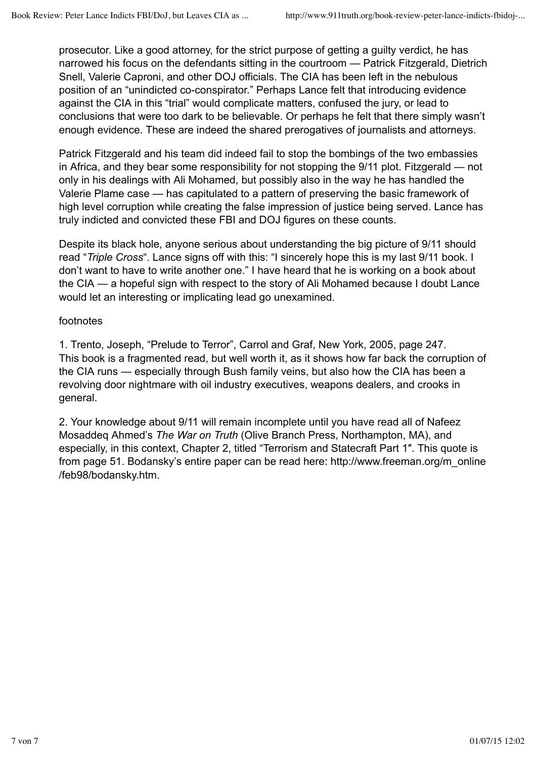prosecutor. Like a good attorney, for the strict purpose of getting a guilty verdict, he has narrowed his focus on the defendants sitting in the courtroom — Patrick Fitzgerald, Dietrich Snell, Valerie Caproni, and other DOJ officials. The CIA has been left in the nebulous position of an "unindicted co-conspirator." Perhaps Lance felt that introducing evidence against the CIA in this "trial" would complicate matters, confused the jury, or lead to conclusions that were too dark to be believable. Or perhaps he felt that there simply wasn't enough evidence. These are indeed the shared prerogatives of journalists and attorneys.

Patrick Fitzgerald and his team did indeed fail to stop the bombings of the two embassies in Africa, and they bear some responsibility for not stopping the 9/11 plot. Fitzgerald — not only in his dealings with Ali Mohamed, but possibly also in the way he has handled the Valerie Plame case — has capitulated to a pattern of preserving the basic framework of high level corruption while creating the false impression of justice being served. Lance has truly indicted and convicted these FBI and DOJ figures on these counts.

Despite its black hole, anyone serious about understanding the big picture of 9/11 should read "*Triple Cross*". Lance signs off with this: "I sincerely hope this is my last 9/11 book. I don't want to have to write another one." I have heard that he is working on a book about the CIA — a hopeful sign with respect to the story of Ali Mohamed because I doubt Lance would let an interesting or implicating lead go unexamined.

footnotes

1. Trento, Joseph, "Prelude to Terror", Carrol and Graf, New York, 2005, page 247. This book is a fragmented read, but well worth it, as it shows how far back the corruption of the CIA runs — especially through Bush family veins, but also how the CIA has been a revolving door nightmare with oil industry executives, weapons dealers, and crooks in general.

2. Your knowledge about 9/11 will remain incomplete until you have read all of Nafeez Mosaddeq Ahmed's *The War on Truth* (Olive Branch Press, Northampton, MA), and especially, in this context, Chapter 2, titled "Terrorism and Statecraft Part 1". This quote is from page 51. Bodansky's entire paper can be read here: http://www.freeman.org/m_online/feb98/bodansky.htm.